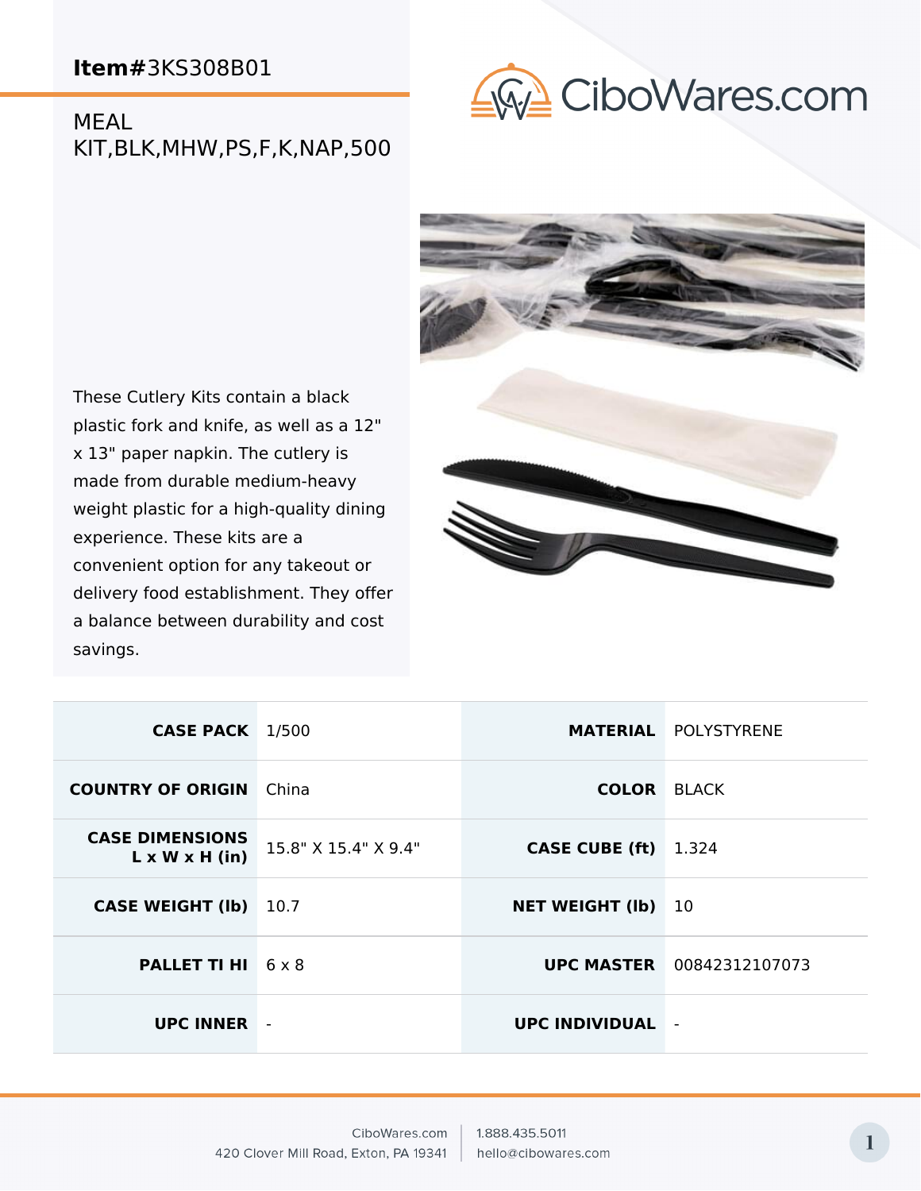**Item#**3KS308B01

MEAL KIT,BLK,MHW,PS,F,K,NAP,500

CiboWares.com

These Cutlery Kits contain a black plastic fork and knife, as well as a 12" x 13" paper napkin. The cutlery is made from durable medium-heavy weight plastic for a high-quality dining experience. These kits are a convenient option for any takeout or delivery food establishment. They offer a balance between durability and cost savings.

| | | | |
|---|---|---|---|
| **CASE PACK** | 1/500 | **MATERIAL** | POLYSTYRENE |
| **COUNTRY OF ORIGIN** | China | **COLOR** | BLACK |
| **CASE DIMENSIONS L x W x H (in)** | 15.8" X 15.4" X 9.4" | **CASE CUBE (ft)** | 1.324 |
| **CASE WEIGHT (lb)** | 10.7 | **NET WEIGHT (lb)** | 10 |
| **PALLET TI HI** | 6 x 8 | **UPC MASTER** | 00842312107073 |
| **UPC INNER** | - | **UPC INDIVIDUAL** | - |

CiboWares.com
420 Clover Mill Road, Exton, PA 19341

1.888.435.5011
hello@cibowares.com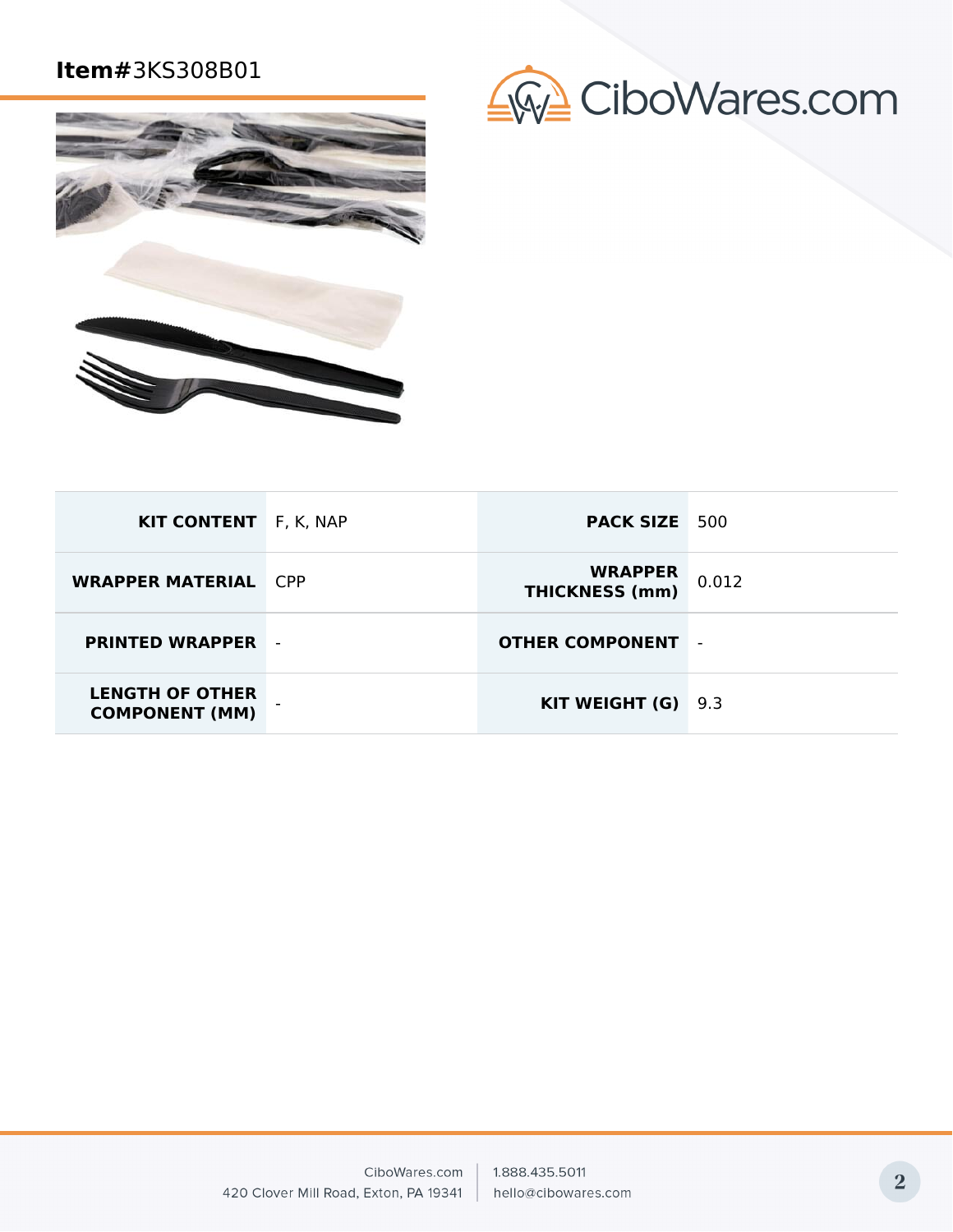**Item#**3KS308B01

| KIT CONTENT | F, K, NAP | PACK SIZE | 500 |
|---|---|---|---|
| WRAPPER MATERIAL | CPP | WRAPPER THICKNESS (mm) | 0.012 |
| PRINTED WRAPPER | - | OTHER COMPONENT | - |
| LENGTH OF OTHER COMPONENT (MM) | - | KIT WEIGHT (G) | 9.3 |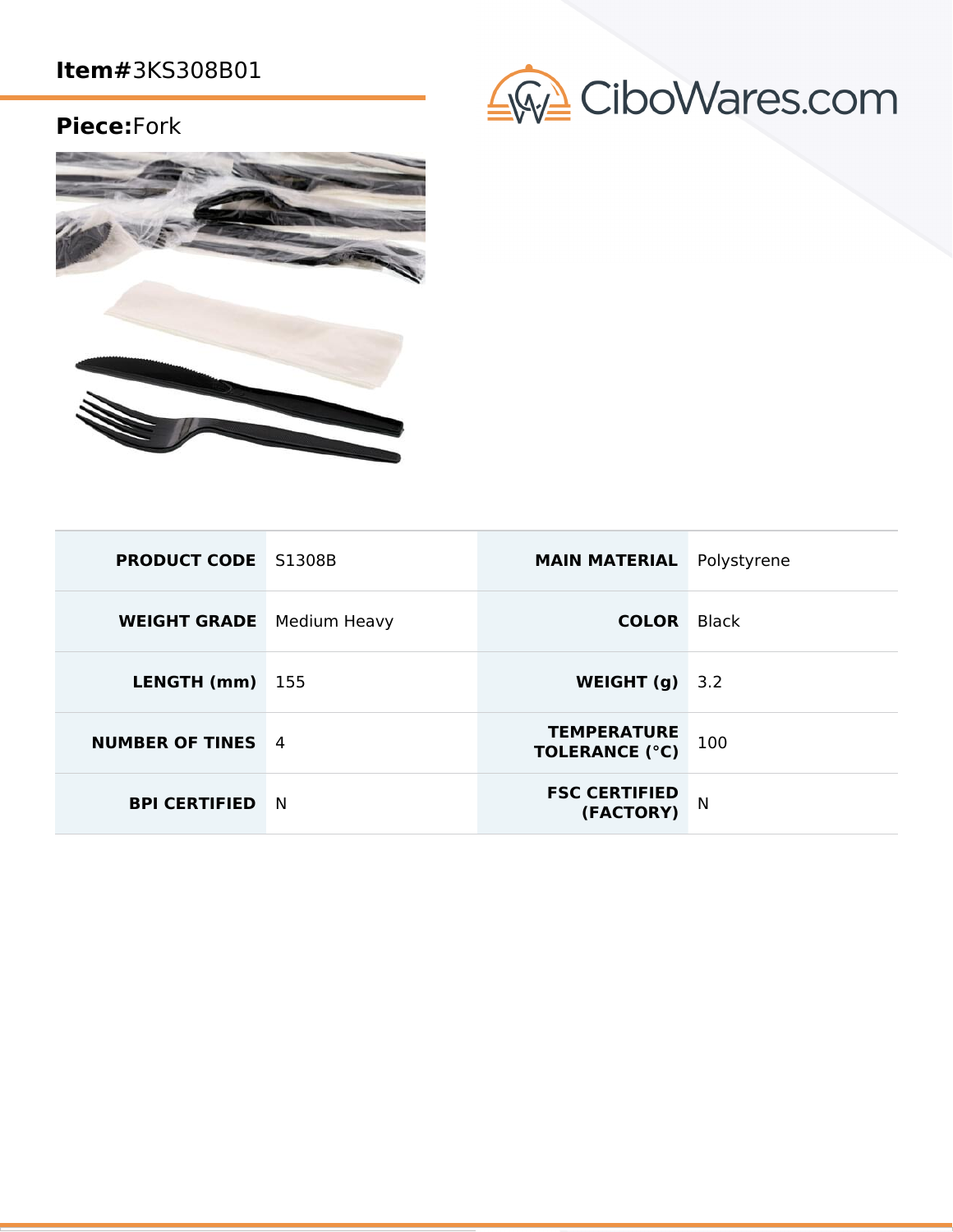**Item#**3KS308B01

**Piece:**Fork

CiboWares.com

| PRODUCT CODE | S1308B | MAIN MATERIAL | Polystyrene |
|---|---|---|---|
| WEIGHT GRADE | Medium Heavy | COLOR | Black |
| LENGTH (mm) | 155 | WEIGHT (g) | 3.2 |
| NUMBER OF TINES | 4 | TEMPERATURE TOLERANCE (°C) | 100 |
| BPI CERTIFIED | N | FSC CERTIFIED (FACTORY) | N |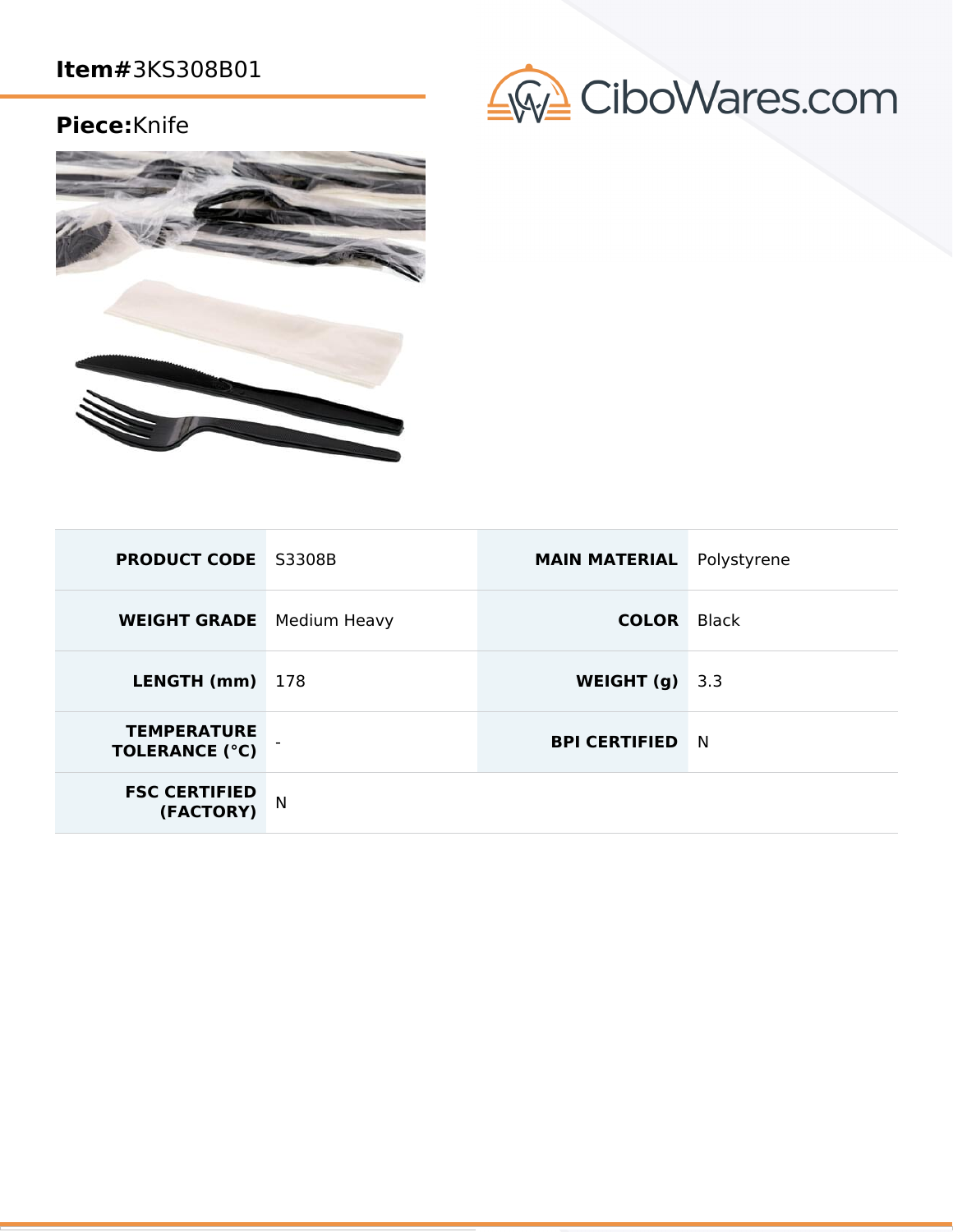**Item#**3KS308B01

**Piece:**Knife

| PRODUCT CODE | S3308B | MAIN MATERIAL | Polystyrene |
|---|---|---|---|
| WEIGHT GRADE | Medium Heavy | COLOR | Black |
| LENGTH (mm) | 178 | WEIGHT (g) | 3.3 |
| TEMPERATURE TOLERANCE (°C) | - | BPI CERTIFIED | N |
| FSC CERTIFIED (FACTORY) | N | | |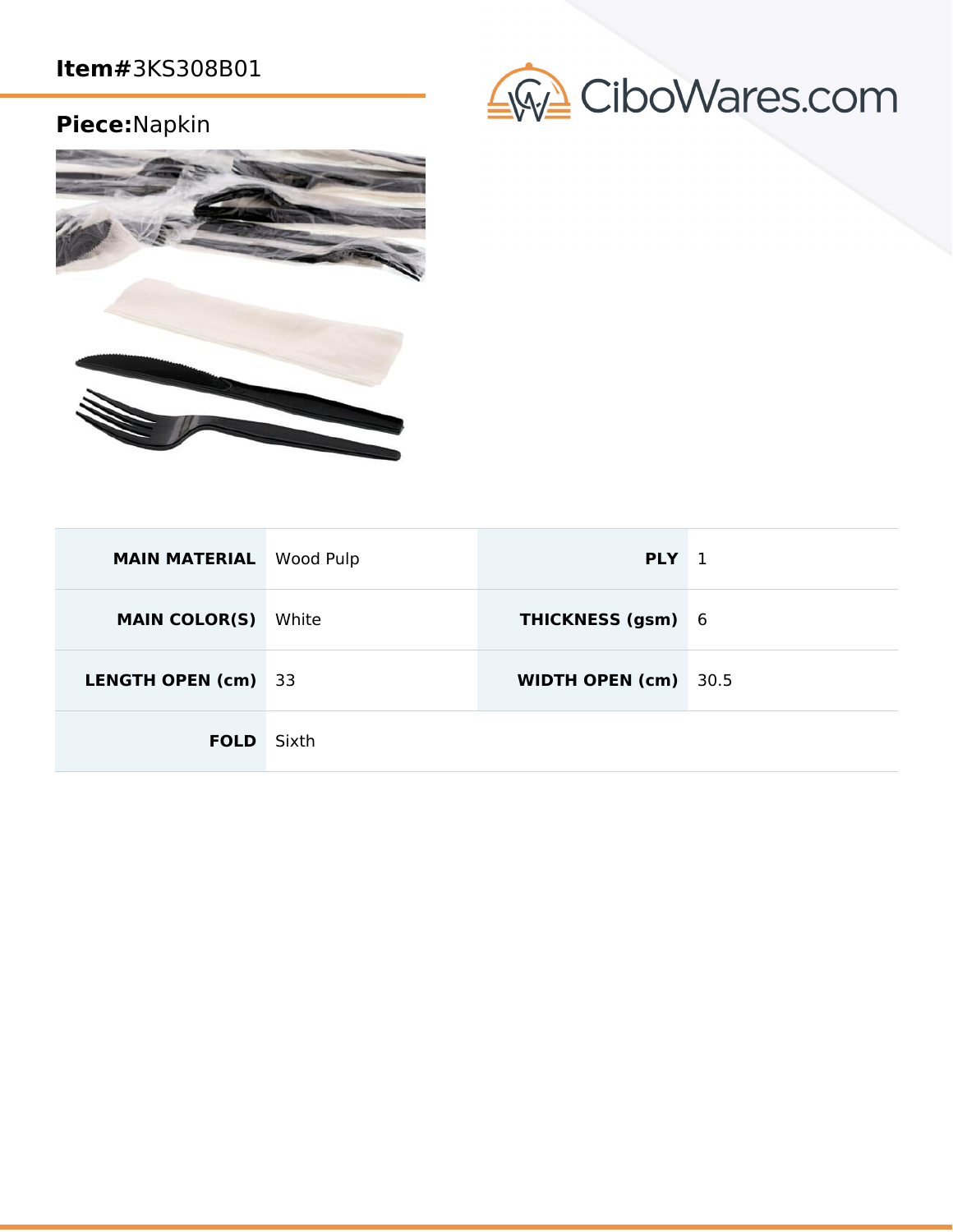**Item#**3KS308B01

**Piece:**Napkin

| | | | |
|---|---|---|---|
| **MAIN MATERIAL** | Wood Pulp | **PLY** | 1 |
| **MAIN COLOR(S)** | White | **THICKNESS (gsm)** | 6 |
| **LENGTH OPEN (cm)** | 33 | **WIDTH OPEN (cm)** | 30.5 |
| **FOLD** | Sixth | | |